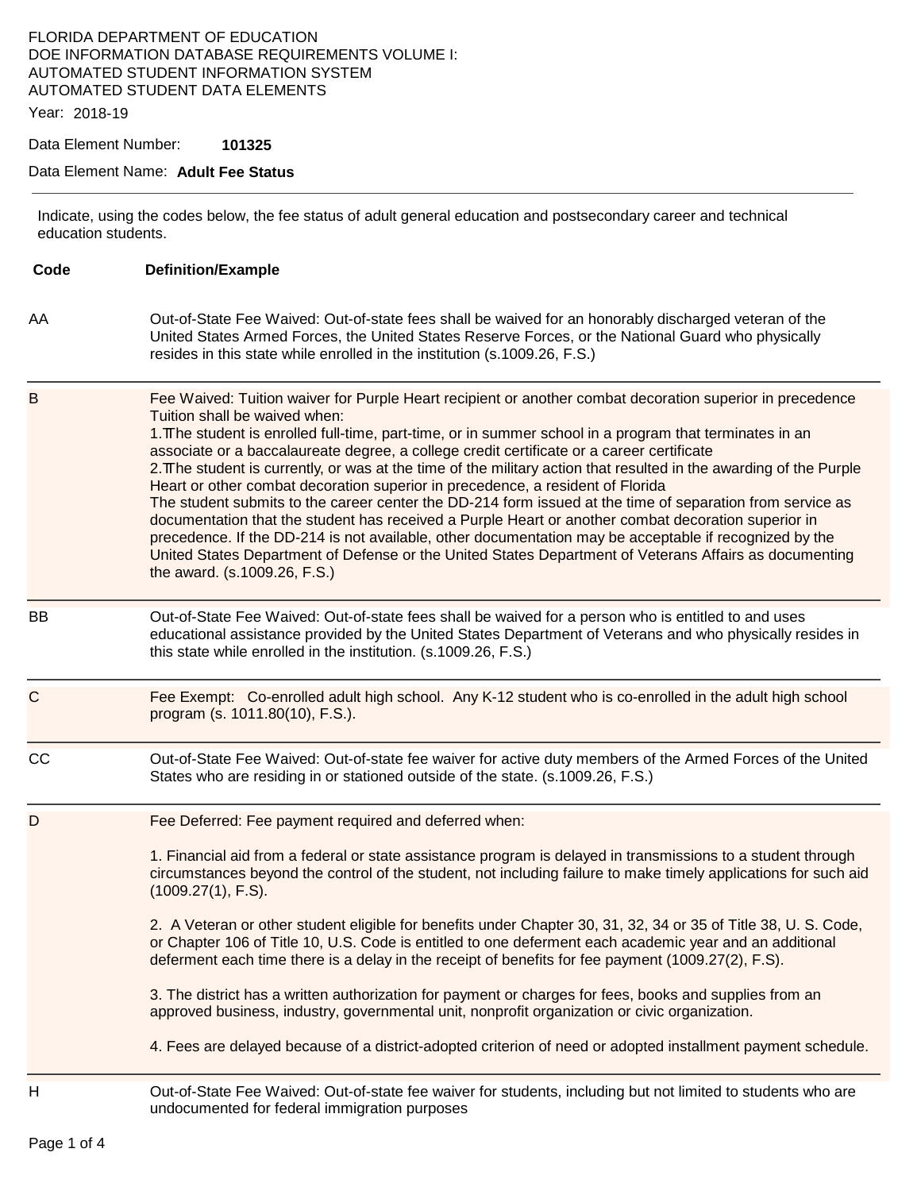FLORIDA DEPARTMENT OF EDUCATION
DOE INFORMATION DATABASE REQUIREMENTS VOLUME I:
AUTOMATED STUDENT INFORMATION SYSTEM
AUTOMATED STUDENT DATA ELEMENTS

Year: 2018-19

Data Element Number: **101325**

Data Element Name: **Adult Fee Status**

---

Indicate, using the codes below, the fee status of adult general education and postsecondary career and technical education students.

| Code | Definition/Example |
|---|---|
| AA | Out-of-State Fee Waived: Out-of-state fees shall be waived for an honorably discharged veteran of the United States Armed Forces, the United States Reserve Forces, or the National Guard who physically resides in this state while enrolled in the institution (s.1009.26, F.S.) |
| B | Fee Waived: Tuition waiver for Purple Heart recipient or another combat decoration superior in precedence Tuition shall be waived when:<br>1. The student is enrolled full-time, part-time, or in summer school in a program that terminates in an associate or a baccalaureate degree, a college credit certificate or a career certificate<br>2. The student is currently, or was at the time of the military action that resulted in the awarding of the Purple Heart or other combat decoration superior in precedence, a resident of Florida<br>The student submits to the career center the DD-214 form issued at the time of separation from service as documentation that the student has received a Purple Heart or another combat decoration superior in precedence. If the DD-214 is not available, other documentation may be acceptable if recognized by the United States Department of Defense or the United States Department of Veterans Affairs as documenting the award. (s.1009.26, F.S.) |
| BB | Out-of-State Fee Waived: Out-of-state fees shall be waived for a person who is entitled to and uses educational assistance provided by the United States Department of Veterans and who physically resides in this state while enrolled in the institution. (s.1009.26, F.S.) |
| C | Fee Exempt: Co-enrolled adult high school. Any K-12 student who is co-enrolled in the adult high school program (s. 1011.80(10), F.S.). |
| CC | Out-of-State Fee Waived: Out-of-state fee waiver for active duty members of the Armed Forces of the United States who are residing in or stationed outside of the state. (s.1009.26, F.S.) |
| D | Fee Deferred: Fee payment required and deferred when:<br><br>1. Financial aid from a federal or state assistance program is delayed in transmissions to a student through circumstances beyond the control of the student, not including failure to make timely applications for such aid (1009.27(1), F.S).<br><br>2. A Veteran or other student eligible for benefits under Chapter 30, 31, 32, 34 or 35 of Title 38, U. S. Code, or Chapter 106 of Title 10, U.S. Code is entitled to one deferment each academic year and an additional deferment each time there is a delay in the receipt of benefits for fee payment (1009.27(2), F.S).<br><br>3. The district has a written authorization for payment or charges for fees, books and supplies from an approved business, industry, governmental unit, nonprofit organization or civic organization.<br><br>4. Fees are delayed because of a district-adopted criterion of need or adopted installment payment schedule. |
| H | Out-of-State Fee Waived: Out-of-state fee waiver for students, including but not limited to students who are undocumented for federal immigration purposes |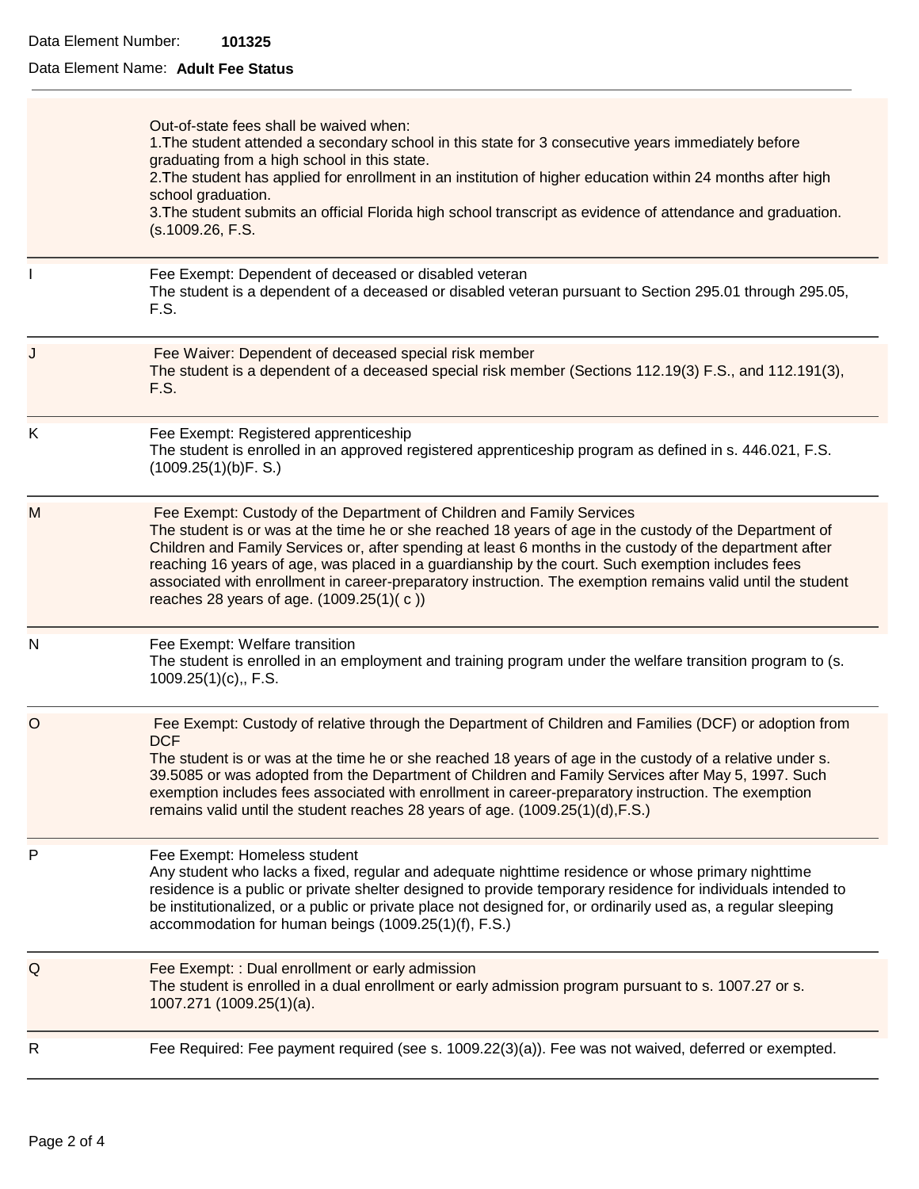Data Element Number: **101325**

Data Element Name: **Adult Fee Status**

| Code | Description |
|---|---|
| | Out-of-state fees shall be waived when:<br>1.The student attended a secondary school in this state for 3 consecutive years immediately before graduating from a high school in this state.<br>2.The student has applied for enrollment in an institution of higher education within 24 months after high school graduation.<br>3.The student submits an official Florida high school transcript as evidence of attendance and graduation. (s.1009.26, F.S. |
| I | Fee Exempt: Dependent of deceased or disabled veteran<br>The student is a dependent of a deceased or disabled veteran pursuant to Section 295.01 through 295.05, F.S. |
| J | Fee Waiver: Dependent of deceased special risk member<br>The student is a dependent of a deceased special risk member (Sections 112.19(3) F.S., and 112.191(3), F.S. |
| K | Fee Exempt: Registered apprenticeship<br>The student is enrolled in an approved registered apprenticeship program as defined in s. 446.021, F.S. (1009.25(1)(b)F. S.) |
| M | Fee Exempt: Custody of the Department of Children and Family Services<br>The student is or was at the time he or she reached 18 years of age in the custody of the Department of Children and Family Services or, after spending at least 6 months in the custody of the department after reaching 16 years of age, was placed in a guardianship by the court. Such exemption includes fees associated with enrollment in career-preparatory instruction. The exemption remains valid until the student reaches 28 years of age. (1009.25(1)( c )) |
| N | Fee Exempt: Welfare transition<br>The student is enrolled in an employment and training program under the welfare transition program to (s. 1009.25(1)(c),, F.S. |
| O | Fee Exempt: Custody of relative through the Department of Children and Families (DCF) or adoption from DCF<br>The student is or was at the time he or she reached 18 years of age in the custody of a relative under s. 39.5085 or was adopted from the Department of Children and Family Services after May 5, 1997. Such exemption includes fees associated with enrollment in career-preparatory instruction. The exemption remains valid until the student reaches 28 years of age. (1009.25(1)(d),F.S.) |
| P | Fee Exempt: Homeless student<br>Any student who lacks a fixed, regular and adequate nighttime residence or whose primary nighttime residence is a public or private shelter designed to provide temporary residence for individuals intended to be institutionalized, or a public or private place not designed for, or ordinarily used as, a regular sleeping accommodation for human beings (1009.25(1)(f), F.S.) |
| Q | Fee Exempt: : Dual enrollment or early admission<br>The student is enrolled in a dual enrollment or early admission program pursuant to s. 1007.27 or s. 1007.271 (1009.25(1)(a). |
| R | Fee Required: Fee payment required (see s. 1009.22(3)(a)). Fee was not waived, deferred or exempted. |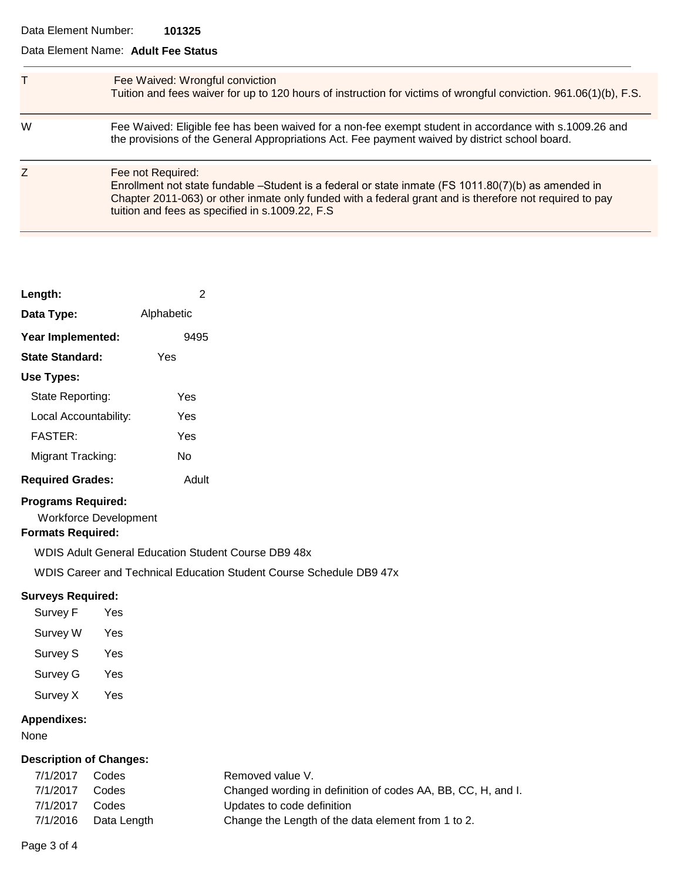Data Element Number: **101325**

Data Element Name: **Adult Fee Status**

| | |
|---|---|
| T | Fee Waived: Wrongful conviction<br>Tuition and fees waiver for up to 120 hours of instruction for victims of wrongful conviction. 961.06(1)(b), F.S. |
| W | Fee Waived: Eligible fee has been waived for a non-fee exempt student in accordance with s.1009.26 and the provisions of the General Appropriations Act. Fee payment waived by district school board. |
| Z | Fee not Required:<br>Enrollment not state fundable –Student is a federal or state inmate (FS 1011.80(7)(b) as amended in Chapter 2011-063) or other inmate only funded with a federal grant and is therefore not required to pay tuition and fees as specified in s.1009.22, F.S |

**Length:** 2

**Data Type:** Alphabetic

**Year Implemented:** 9495

**State Standard:** Yes

**Use Types:**

- State Reporting: Yes
- Local Accountability: Yes
- FASTER: Yes
- Migrant Tracking: No

**Required Grades:** Adult

**Programs Required:**

Workforce Development

**Formats Required:**

WDIS Adult General Education Student Course DB9 48x

WDIS Career and Technical Education Student Course Schedule DB9 47x

**Surveys Required:**

- Survey F Yes
- Survey W Yes
- Survey S Yes
- Survey G Yes
- Survey X Yes

**Appendixes:**

None

**Description of Changes:**

| | | |
|---|---|---|
| 7/1/2017 | Codes | Removed value V. |
| 7/1/2017 | Codes | Changed wording in definition of codes AA, BB, CC, H, and I. |
| 7/1/2017 | Codes | Updates to code definition |
| 7/1/2016 | Data Length | Change the Length of the data element from 1 to 2. |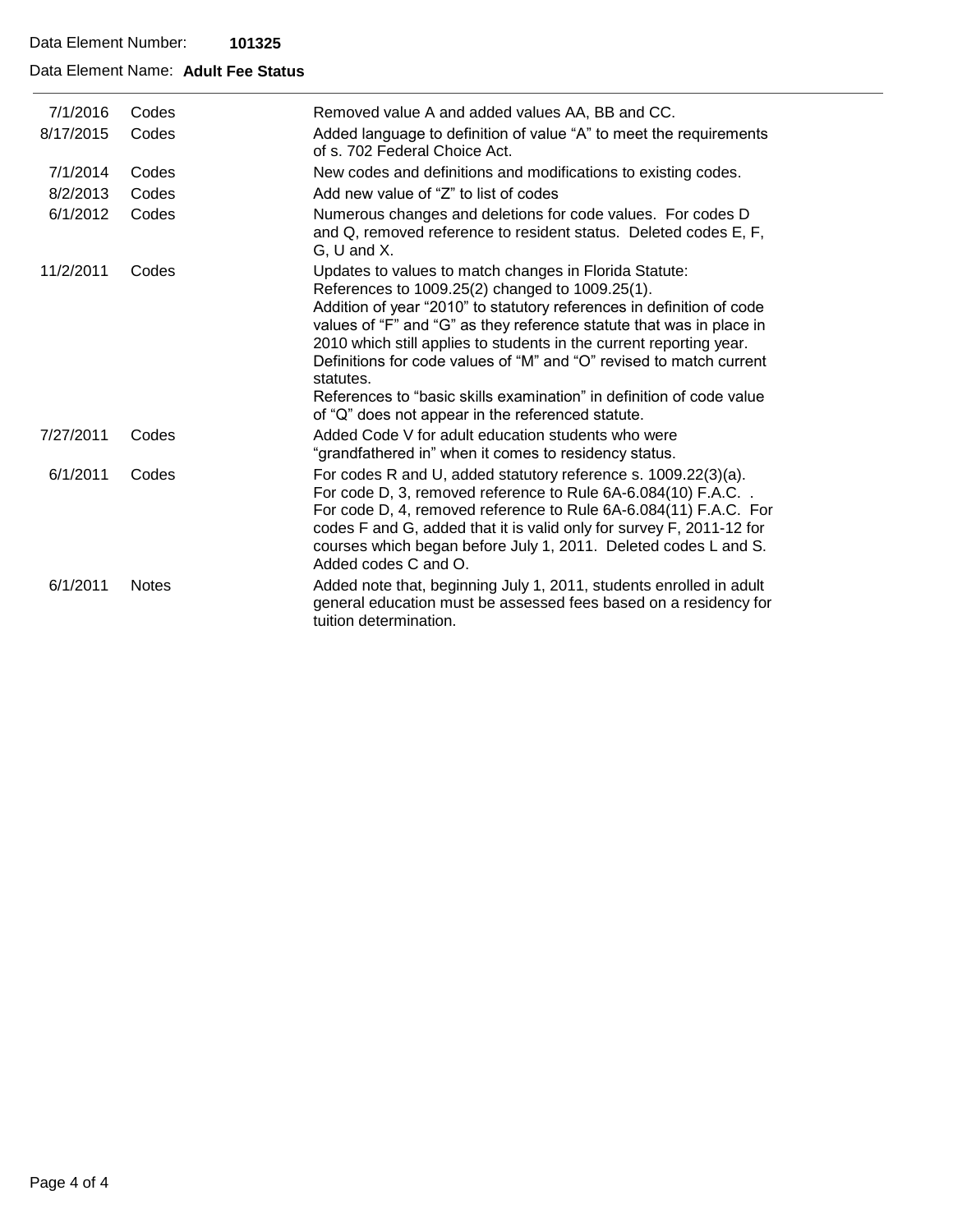Data Element Number: **101325**

Data Element Name: **Adult Fee Status**

| | | |
|---|---|---|
| 7/1/2016 | Codes | Removed value A and added values AA, BB and CC. |
| 8/17/2015 | Codes | Added language to definition of value "A" to meet the requirements of s. 702 Federal Choice Act. |
| 7/1/2014 | Codes | New codes and definitions and modifications to existing codes. |
| 8/2/2013 | Codes | Add new value of "Z" to list of codes |
| 6/1/2012 | Codes | Numerous changes and deletions for code values. For codes D and Q, removed reference to resident status. Deleted codes E, F, G, U and X. |
| 11/2/2011 | Codes | Updates to values to match changes in Florida Statute: References to 1009.25(2) changed to 1009.25(1). Addition of year "2010" to statutory references in definition of code values of "F" and "G" as they reference statute that was in place in 2010 which still applies to students in the current reporting year. Definitions for code values of "M" and "O" revised to match current statutes. References to "basic skills examination" in definition of code value of "Q" does not appear in the referenced statute. |
| 7/27/2011 | Codes | Added Code V for adult education students who were "grandfathered in" when it comes to residency status. |
| 6/1/2011 | Codes | For codes R and U, added statutory reference s. 1009.22(3)(a). For code D, 3, removed reference to Rule 6A-6.084(10) F.A.C. . For code D, 4, removed reference to Rule 6A-6.084(11) F.A.C. For codes F and G, added that it is valid only for survey F, 2011-12 for courses which began before July 1, 2011. Deleted codes L and S. Added codes C and O. |
| 6/1/2011 | Notes | Added note that, beginning July 1, 2011, students enrolled in adult general education must be assessed fees based on a residency for tuition determination. |